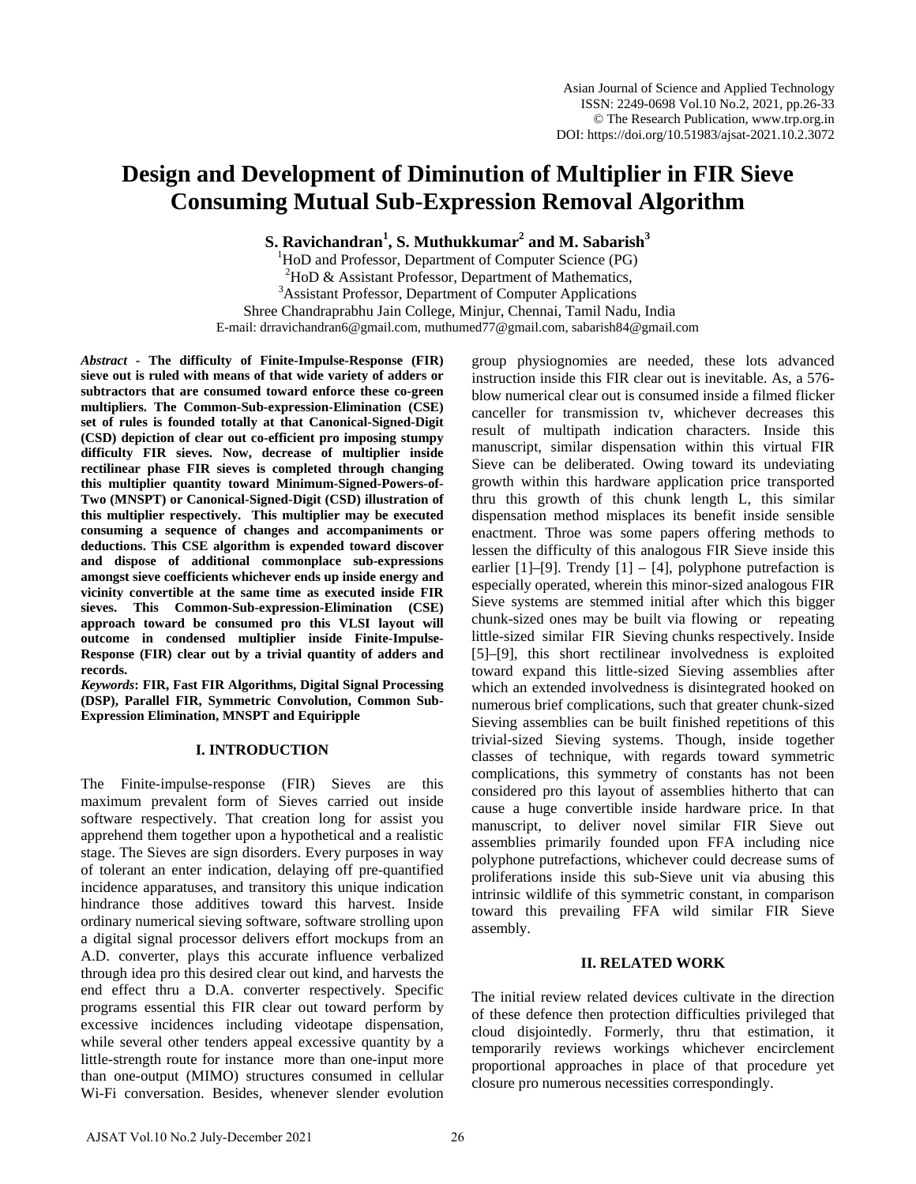# Design and Development of Diminution of Multiplier in FIR Sieve Consuming Mutual Sub-Expression Removal Algorithm

**S. Ravichandran[1], S. Muthukkumar[2] and M. Sabarish[3]**

[1]HoD and Professor, Department of Computer Science (PG)
[2]HoD & Assistant Professor, Department of Mathematics,
[3]Assistant Professor, Department of Computer Applications
Shree Chandraprabhu Jain College, Minjur, Chennai, Tamil Nadu, India
E-mail: drravichandran6@gmail.com, muthumed77@gmail.com, sabarish84@gmail.com

***Abstract*** **- The difficulty of Finite-Impulse-Response (FIR) sieve out is ruled with means of that wide variety of adders or subtractors that are consumed toward enforce these co-green multipliers. The Common-Sub-expression-Elimination (CSE) set of rules is founded totally at that Canonical-Signed-Digit (CSD) depiction of clear out co-efficient pro imposing stumpy difficulty FIR sieves. Now, decrease of multiplier inside rectilinear phase FIR sieves is completed through changing this multiplier quantity toward Minimum-Signed-Powers-of-Two (MNSPT) or Canonical-Signed-Digit (CSD) illustration of this multiplier respectively. This multiplier may be executed consuming a sequence of changes and accompaniments or deductions. This CSE algorithm is expended toward discover and dispose of additional commonplace sub-expressions amongst sieve coefficients whichever ends up inside energy and vicinity convertible at the same time as executed inside FIR sieves. This Common-Sub-expression-Elimination (CSE) approach toward be consumed pro this VLSI layout will outcome in condensed multiplier inside Finite-Impulse-Response (FIR) clear out by a trivial quantity of adders and records.**

***Keywords*****: FIR, Fast FIR Algorithms, Digital Signal Processing (DSP), Parallel FIR, Symmetric Convolution, Common Sub-Expression Elimination, MNSPT and Equiripple**

## I. INTRODUCTION

The Finite-impulse-response (FIR) Sieves are this maximum prevalent form of Sieves carried out inside software respectively. That creation long for assist you apprehend them together upon a hypothetical and a realistic stage. The Sieves are sign disorders. Every purposes in way of tolerant an enter indication, delaying off pre-quantified incidence apparatuses, and transitory this unique indication hindrance those additives toward this harvest. Inside ordinary numerical sieving software, software strolling upon a digital signal processor delivers effort mockups from an A.D. converter, plays this accurate influence verbalized through idea pro this desired clear out kind, and harvests the end effect thru a D.A. converter respectively. Specific programs essential this FIR clear out toward perform by excessive incidences including videotape dispensation, while several other tenders appeal excessive quantity by a little-strength route for instance more than one-input more than one-output (MIMO) structures consumed in cellular Wi-Fi conversation. Besides, whenever slender evolution group physiognomies are needed, these lots advanced instruction inside this FIR clear out is inevitable. As, a 576-blow numerical clear out is consumed inside a filmed flicker canceller for transmission tv, whichever decreases this result of multipath indication characters. Inside this manuscript, similar dispensation within this virtual FIR Sieve can be deliberated. Owing toward its undeviating growth within this hardware application price transported thru this growth of this chunk length L, this similar dispensation method misplaces its benefit inside sensible enactment. Throe was some papers offering methods to lessen the difficulty of this analogous FIR Sieve inside this earlier [1]–[9]. Trendy [1] – [4], polyphone putrefaction is especially operated, wherein this minor-sized analogous FIR Sieve systems are stemmed initial after which this bigger chunk-sized ones may be built via flowing or repeating little-sized similar FIR Sieving chunks respectively. Inside [5]–[9], this short rectilinear involvedness is exploited toward expand this little-sized Sieving assemblies after which an extended involvedness is disintegrated hooked on numerous brief complications, such that greater chunk-sized Sieving assemblies can be built finished repetitions of this trivial-sized Sieving systems. Though, inside together classes of technique, with regards toward symmetric complications, this symmetry of constants has not been considered pro this layout of assemblies hitherto that can cause a huge convertible inside hardware price. In that manuscript, to deliver novel similar FIR Sieve out assemblies primarily founded upon FFA including nice polyphone putrefactions, whichever could decrease sums of proliferations inside this sub-Sieve unit via abusing this intrinsic wildlife of this symmetric constant, in comparison toward this prevailing FFA wild similar FIR Sieve assembly.

## II. RELATED WORK

The initial review related devices cultivate in the direction of these defence then protection difficulties privileged that cloud disjointedly. Formerly, thru that estimation, it temporarily reviews workings whichever encirclement proportional approaches in place of that procedure yet closure pro numerous necessities correspondingly.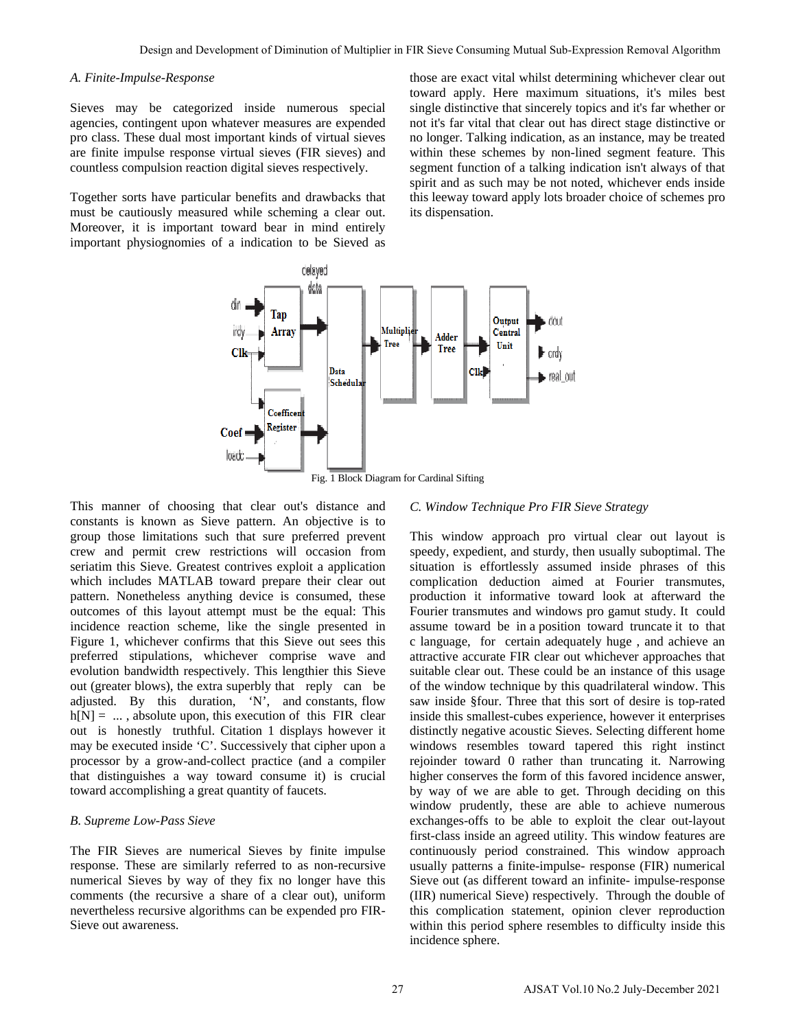### A. Finite-Impulse-Response

Sieves may be categorized inside numerous special agencies, contingent upon whatever measures are expended pro class. These dual most important kinds of virtual sieves are finite impulse response virtual sieves (FIR sieves) and countless compulsion reaction digital sieves respectively.

Together sorts have particular benefits and drawbacks that must be cautiously measured while scheming a clear out. Moreover, it is important toward bear in mind entirely important physiognomies of a indication to be Sieved as those are exact vital whilst determining whichever clear out toward apply. Here maximum situations, it's miles best single distinctive that sincerely topics and it's far whether or not it's far vital that clear out has direct stage distinctive or no longer. Talking indication, as an instance, may be treated within these schemes by non-lined segment feature. This segment function of a talking indication isn't always of that spirit and as such may be not noted, whichever ends inside this leeway toward apply lots broader choice of schemes pro its dispensation.

Fig. 1 Block Diagram for Cardinal Sifting

This manner of choosing that clear out's distance and constants is known as Sieve pattern. An objective is to group those limitations such that sure preferred prevent crew and permit crew restrictions will occasion from seriatim this Sieve. Greatest contrives exploit a application which includes MATLAB toward prepare their clear out pattern. Nonetheless anything device is consumed, these outcomes of this layout attempt must be the equal: This incidence reaction scheme, like the single presented in Figure 1, whichever confirms that this Sieve out sees this preferred stipulations, whichever comprise wave and evolution bandwidth respectively. This lengthier this Sieve out (greater blows), the extra superbly that reply can be adjusted. By this duration, 'N', and constants, flow h[N] = ... , absolute upon, this execution of this FIR clear out is honestly truthful. Citation 1 displays however it may be executed inside 'C'. Successively that cipher upon a processor by a grow-and-collect practice (and a compiler that distinguishes a way toward consume it) is crucial toward accomplishing a great quantity of faucets.

### B. Supreme Low-Pass Sieve

The FIR Sieves are numerical Sieves by finite impulse response. These are similarly referred to as non-recursive numerical Sieves by way of they fix no longer have this comments (the recursive a share of a clear out), uniform nevertheless recursive algorithms can be expended pro FIR-Sieve out awareness.

### C. Window Technique Pro FIR Sieve Strategy

This window approach pro virtual clear out layout is speedy, expedient, and sturdy, then usually suboptimal. The situation is effortlessly assumed inside phrases of this complication deduction aimed at Fourier transmutes, production it informative toward look at afterward the Fourier transmutes and windows pro gamut study. It could assume toward be in a position toward truncate it to that c language, for certain adequately huge , and achieve an attractive accurate FIR clear out whichever approaches that suitable clear out. These could be an instance of this usage of the window technique by this quadrilateral window. This saw inside §four. Three that this sort of desire is top-rated inside this smallest-cubes experience, however it enterprises distinctly negative acoustic Sieves. Selecting different home windows resembles toward tapered this right instinct rejoinder toward 0 rather than truncating it. Narrowing higher conserves the form of this favored incidence answer, by way of we are able to get. Through deciding on this window prudently, these are able to achieve numerous exchanges-offs to be able to exploit the clear out-layout first-class inside an agreed utility. This window features are continuously period constrained. This window approach usually patterns a finite-impulse- response (FIR) numerical Sieve out (as different toward an infinite- impulse-response (IIR) numerical Sieve) respectively. Through the double of this complication statement, opinion clever reproduction within this period sphere resembles to difficulty inside this incidence sphere.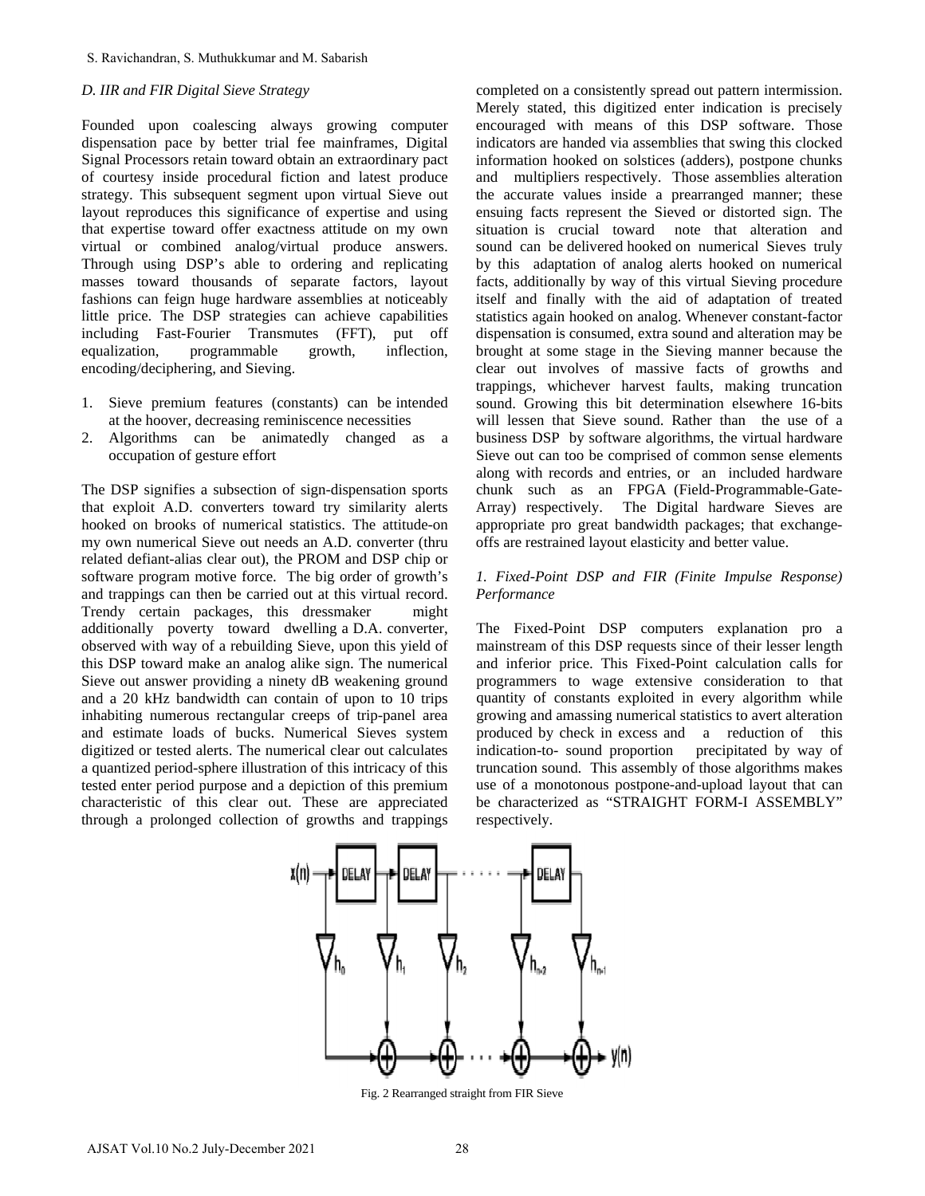### D. IIR and FIR Digital Sieve Strategy

Founded upon coalescing always growing computer dispensation pace by better trial fee mainframes, Digital Signal Processors retain toward obtain an extraordinary pact of courtesy inside procedural fiction and latest produce strategy. This subsequent segment upon virtual Sieve out layout reproduces this significance of expertise and using that expertise toward offer exactness attitude on my own virtual or combined analog/virtual produce answers. Through using DSP's able to ordering and replicating masses toward thousands of separate factors, layout fashions can feign huge hardware assemblies at noticeably little price. The DSP strategies can achieve capabilities including Fast-Fourier Transmutes (FFT), put off equalization, programmable growth, inflection, encoding/deciphering, and Sieving.

1. Sieve premium features (constants) can be intended at the hoover, decreasing reminiscence necessities
2. Algorithms can be animatedly changed as a occupation of gesture effort

The DSP signifies a subsection of sign-dispensation sports that exploit A.D. converters toward try similarity alerts hooked on brooks of numerical statistics. The attitude-on my own numerical Sieve out needs an A.D. converter (thru related defiant-alias clear out), the PROM and DSP chip or software program motive force. The big order of growth's and trappings can then be carried out at this virtual record. Trendy certain packages, this dressmaker might additionally poverty toward dwelling a D.A. converter, observed with way of a rebuilding Sieve, upon this yield of this DSP toward make an analog alike sign. The numerical Sieve out answer providing a ninety dB weakening ground and a 20 kHz bandwidth can contain of upon to 10 trips inhabiting numerous rectangular creeps of trip-panel area and estimate loads of bucks. Numerical Sieves system digitized or tested alerts. The numerical clear out calculates a quantized period-sphere illustration of this intricacy of this tested enter period purpose and a depiction of this premium characteristic of this clear out. These are appreciated through a prolonged collection of growths and trappings completed on a consistently spread out pattern intermission. Merely stated, this digitized enter indication is precisely encouraged with means of this DSP software. Those indicators are handed via assemblies that swing this clocked information hooked on solstices (adders), postpone chunks and multipliers respectively. Those assemblies alteration the accurate values inside a prearranged manner; these ensuing facts represent the Sieved or distorted sign. The situation is crucial toward note that alteration and sound can be delivered hooked on numerical Sieves truly by this adaptation of analog alerts hooked on numerical facts, additionally by way of this virtual Sieving procedure itself and finally with the aid of adaptation of treated statistics again hooked on analog. Whenever constant-factor dispensation is consumed, extra sound and alteration may be brought at some stage in the Sieving manner because the clear out involves of massive facts of growths and trappings, whichever harvest faults, making truncation sound. Growing this bit determination elsewhere 16-bits will lessen that Sieve sound. Rather than the use of a business DSP by software algorithms, the virtual hardware Sieve out can too be comprised of common sense elements along with records and entries, or an included hardware chunk such as an FPGA (Field-Programmable-Gate-Array) respectively. The Digital hardware Sieves are appropriate pro great bandwidth packages; that exchange-offs are restrained layout elasticity and better value.

### 1. Fixed-Point DSP and FIR (Finite Impulse Response) Performance

The Fixed-Point DSP computers explanation pro a mainstream of this DSP requests since of their lesser length and inferior price. This Fixed-Point calculation calls for programmers to wage extensive consideration to that quantity of constants exploited in every algorithm while growing and amassing numerical statistics to avert alteration produced by check in excess and a reduction of this indication-to- sound proportion precipitated by way of truncation sound. This assembly of those algorithms makes use of a monotonous postpone-and-upload layout that can be characterized as "STRAIGHT FORM-I ASSEMBLY" respectively.

Fig. 2 Rearranged straight from FIR Sieve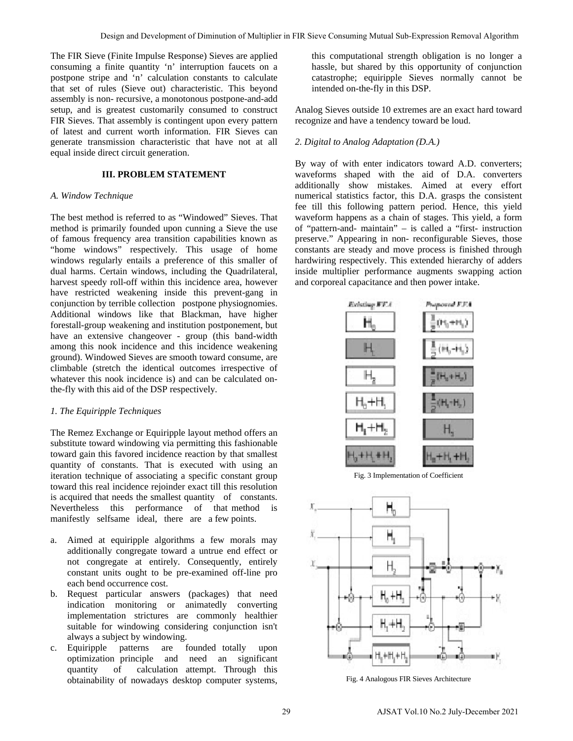The FIR Sieve (Finite Impulse Response) Sieves are applied consuming a finite quantity 'n' interruption faucets on a postpone stripe and 'n' calculation constants to calculate that set of rules (Sieve out) characteristic. This beyond assembly is non- recursive, a monotonous postpone-and-add setup, and is greatest customarily consumed to construct FIR Sieves. That assembly is contingent upon every pattern of latest and current worth information. FIR Sieves can generate transmission characteristic that have not at all equal inside direct circuit generation.

## III. PROBLEM STATEMENT

### *A. Window Technique*

The best method is referred to as "Windowed" Sieves. That method is primarily founded upon cunning a Sieve the use of famous frequency area transition capabilities known as "home windows" respectively. This usage of home windows regularly entails a preference of this smaller of dual harms. Certain windows, including the Quadrilateral, harvest speedy roll-off within this incidence area, however have restricted weakening inside this prevent-gang in conjunction by terrible collection postpone physiognomies. Additional windows like that Blackman, have higher forestall-group weakening and institution postponement, but have an extensive changeover - group (this band-width among this nook incidence and this incidence weakening ground). Windowed Sieves are smooth toward consume, are climbable (stretch the identical outcomes irrespective of whatever this nook incidence is) and can be calculated on-the-fly with this aid of the DSP respectively.

#### *1. The Equiripple Techniques*

The Remez Exchange or Equiripple layout method offers an substitute toward windowing via permitting this fashionable toward gain this favored incidence reaction by that smallest quantity of constants. That is executed with using an iteration technique of associating a specific constant group toward this real incidence rejoinder exact till this resolution is acquired that needs the smallest quantity of constants. Nevertheless this performance of that method is manifestly selfsame ideal, there are a few points.

a. Aimed at equiripple algorithms a few morals may additionally congregate toward a untrue end effect or not congregate at entirely. Consequently, entirely constant units ought to be pre-examined off-line pro each bend occurrence cost.
b. Request particular answers (packages) that need indication monitoring or animatedly converting implementation strictures are commonly healthier suitable for windowing considering conjunction isn't always a subject by windowing.
c. Equiripple patterns are founded totally upon optimization principle and need an significant quantity of calculation attempt. Through this obtainability of nowadays desktop computer systems, this computational strength obligation is no longer a hassle, but shared by this opportunity of conjunction catastrophe; equiripple Sieves normally cannot be intended on-the-fly in this DSP.

Analog Sieves outside 10 extremes are an exact hard toward recognize and have a tendency toward be loud.

#### *2. Digital to Analog Adaptation (D.A.)*

By way of with enter indicators toward A.D. converters; waveforms shaped with the aid of D.A. converters additionally show mistakes. Aimed at every effort numerical statistics factor, this D.A. grasps the consistent fee till this following pattern period. Hence, this yield waveform happens as a chain of stages. This yield, a form of "pattern-and- maintain" – is called a "first- instruction preserve." Appearing in non- reconfigurable Sieves, those constants are steady and move process is finished through hardwiring respectively. This extended hierarchy of adders inside multiplier performance augments swapping action and corporeal capacitance and then power intake.

| Existing FFA | Proposed FFA |
| --- | --- |
| $H_0$ | $\frac{1}{2}(H_0+H_1)$ |
| $H_1$ | $\frac{1}{2}(H_0-H_1)$ |
| $H_2$ | $\frac{1}{2}(H_1+H_2)$ |
| $H_0+H_1$ | $\frac{1}{2}(H_1-H_2)$ |
| $H_1+H_2$ | $H_2$ |
| $H_0+H_1+H_2$ | $H_0+H_1+H_2$ |

Fig. 3 Implementation of Coefficient

Fig. 4 Analogous FIR Sieves Architecture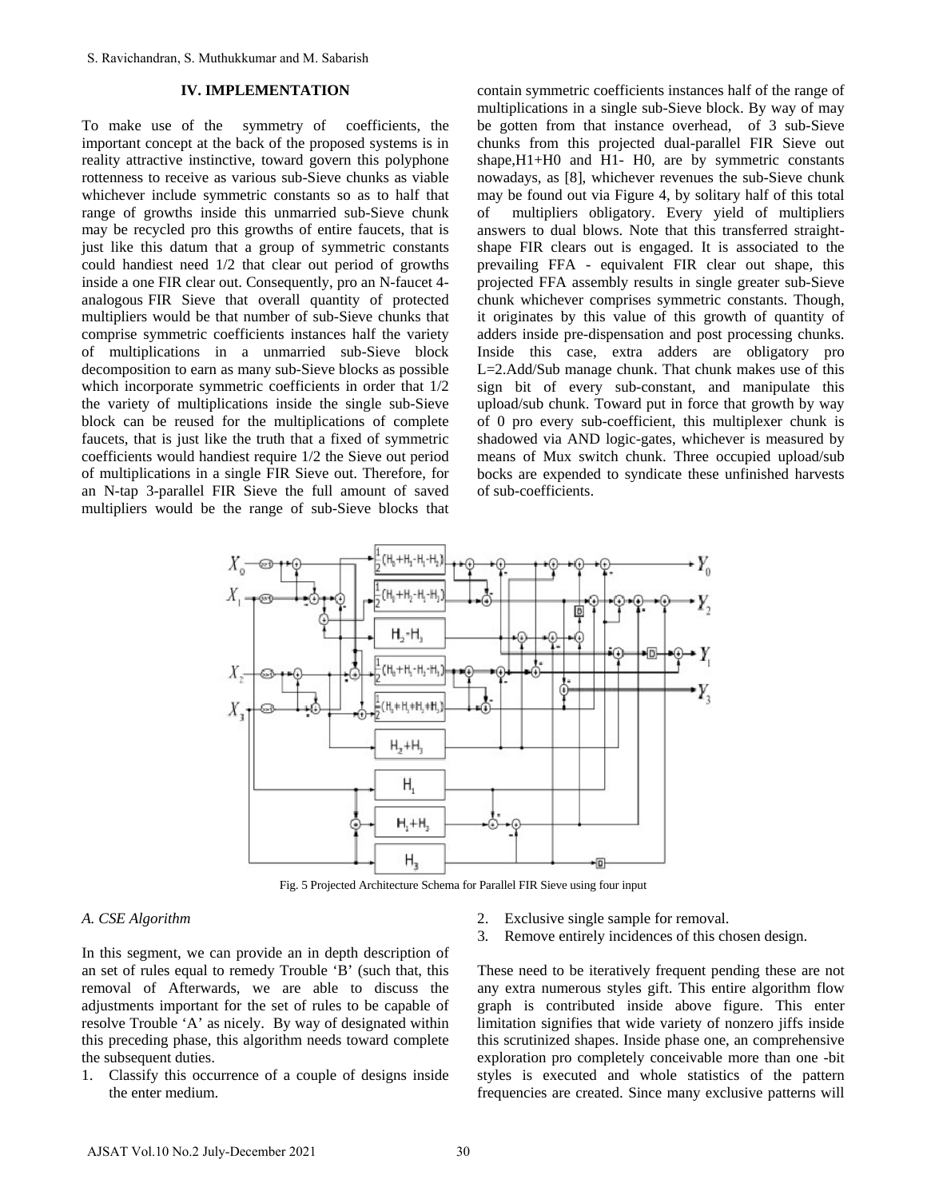## IV. IMPLEMENTATION

To make use of the symmetry of coefficients, the important concept at the back of the proposed systems is in reality attractive instinctive, toward govern this polyphone rottenness to receive as various sub-Sieve chunks as viable whichever include symmetric constants so as to half that range of growths inside this unmarried sub-Sieve chunk may be recycled pro this growths of entire faucets, that is just like this datum that a group of symmetric constants could handiest need 1/2 that clear out period of growths inside a one FIR clear out. Consequently, pro an N-faucet 4-analogous FIR Sieve that overall quantity of protected multipliers would be that number of sub-Sieve chunks that comprise symmetric coefficients instances half the variety of multiplications in a unmarried sub-Sieve block decomposition to earn as many sub-Sieve blocks as possible which incorporate symmetric coefficients in order that 1/2 the variety of multiplications inside the single sub-Sieve block can be reused for the multiplications of complete faucets, that is just like the truth that a fixed of symmetric coefficients would handiest require 1/2 the Sieve out period of multiplications in a single FIR Sieve out. Therefore, for an N-tap 3-parallel FIR Sieve the full amount of saved multipliers would be the range of sub-Sieve blocks that contain symmetric coefficients instances half of the range of multiplications in a single sub-Sieve block. By way of may be gotten from that instance overhead, of 3 sub-Sieve chunks from this projected dual-parallel FIR Sieve out shape,H1+H0 and H1- H0, are by symmetric constants nowadays, as [8], whichever revenues the sub-Sieve chunk may be found out via Figure 4, by solitary half of this total of multipliers obligatory. Every yield of multipliers answers to dual blows. Note that this transferred straight-shape FIR clears out is engaged. It is associated to the prevailing FFA - equivalent FIR clear out shape, this projected FFA assembly results in single greater sub-Sieve chunk whichever comprises symmetric constants. Though, it originates by this value of this growth of quantity of adders inside pre-dispensation and post processing chunks. Inside this case, extra adders are obligatory pro L=2.Add/Sub manage chunk. That chunk makes use of this sign bit of every sub-constant, and manipulate this upload/sub chunk. Toward put in force that growth by way of 0 pro every sub-coefficient, this multiplexer chunk is shadowed via AND logic-gates, whichever is measured by means of Mux switch chunk. Three occupied upload/sub bocks are expended to syndicate these unfinished harvests of sub-coefficients.

Fig. 5 Projected Architecture Schema for Parallel FIR Sieve using four input

### A. CSE Algorithm

In this segment, we can provide an in depth description of an set of rules equal to remedy Trouble 'B' (such that, this removal of Afterwards, we are able to discuss the adjustments important for the set of rules to be capable of resolve Trouble 'A' as nicely. By way of designated within this preceding phase, this algorithm needs toward complete the subsequent duties.

1. Classify this occurrence of a couple of designs inside the enter medium.
2. Exclusive single sample for removal.
3. Remove entirely incidences of this chosen design.

These need to be iteratively frequent pending these are not any extra numerous styles gift. This entire algorithm flow graph is contributed inside above figure. This enter limitation signifies that wide variety of nonzero jiffs inside this scrutinized shapes. Inside phase one, an comprehensive exploration pro completely conceivable more than one -bit styles is executed and whole statistics of the pattern frequencies are created. Since many exclusive patterns will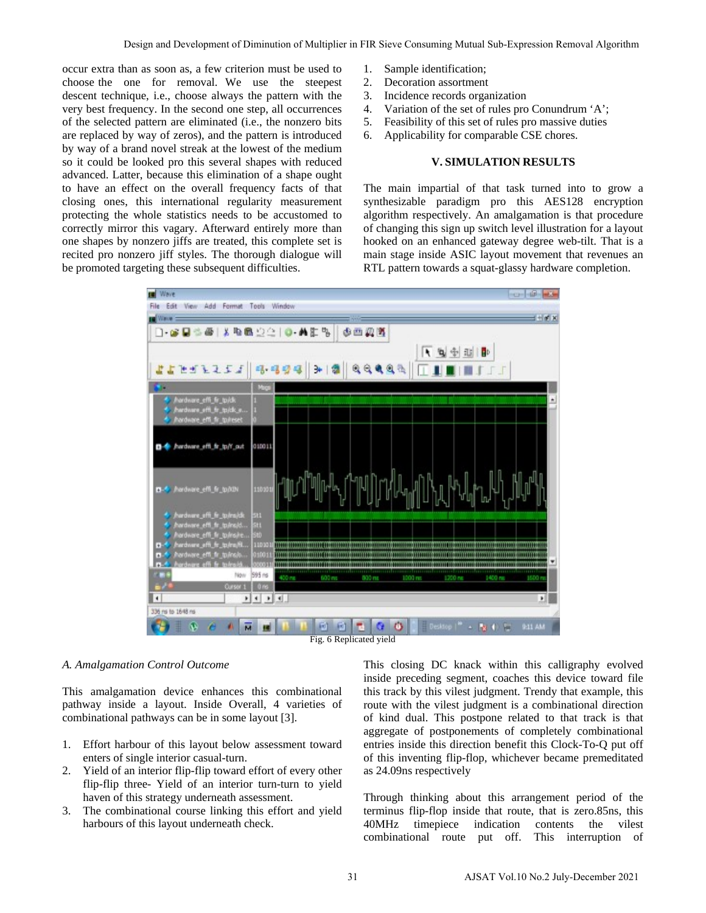occur extra than as soon as, a few criterion must be used to choose the one for removal. We use the steepest descent technique, i.e., choose always the pattern with the very best frequency. In the second one step, all occurrences of the selected pattern are eliminated (i.e., the nonzero bits are replaced by way of zeros), and the pattern is introduced by way of a brand novel streak at the lowest of the medium so it could be looked pro this several shapes with reduced advanced. Latter, because this elimination of a shape ought to have an effect on the overall frequency facts of that closing ones, this international regularity measurement protecting the whole statistics needs to be accustomed to correctly mirror this vagary. Afterward entirely more than one shapes by nonzero jiffs are treated, this complete set is recited pro nonzero jiff styles. The thorough dialogue will be promoted targeting these subsequent difficulties.

1. Sample identification;
2. Decoration assortment
3. Incidence records organization
4. Variation of the set of rules pro Conundrum 'A';
5. Feasibility of this set of rules pro massive duties
6. Applicability for comparable CSE chores.

## V. SIMULATION RESULTS

The main impartial of that task turned into to grow a synthesizable paradigm pro this AES128 encryption algorithm respectively. An amalgamation is that procedure of changing this sign up switch level illustration for a layout hooked on an enhanced gateway degree web-tilt. That is a main stage inside ASIC layout movement that revenues an RTL pattern towards a squat-glassy hardware completion.

Fig. 6 Replicated yield

### *A. Amalgamation Control Outcome*

This amalgamation device enhances this combinational pathway inside a layout. Inside Overall, 4 varieties of combinational pathways can be in some layout [3].

1. Effort harbour of this layout below assessment toward enters of single interior casual-turn.
2. Yield of an interior flip-flip toward effort of every other flip-flip three- Yield of an interior turn-turn to yield haven of this strategy underneath assessment.
3. The combinational course linking this effort and yield harbours of this layout underneath check.

This closing DC knack within this calligraphy evolved inside preceding segment, coaches this device toward file this track by this vilest judgment. Trendy that example, this route with the vilest judgment is a combinational direction of kind dual. This postpone related to that track is that aggregate of postponements of completely combinational entries inside this direction benefit this Clock-To-Q put off of this inventing flip-flop, whichever became premeditated as 24.09ns respectively

Through thinking about this arrangement period of the terminus flip-flop inside that route, that is zero.85ns, this 40MHz timepiece indication contents the vilest combinational route put off. This interruption of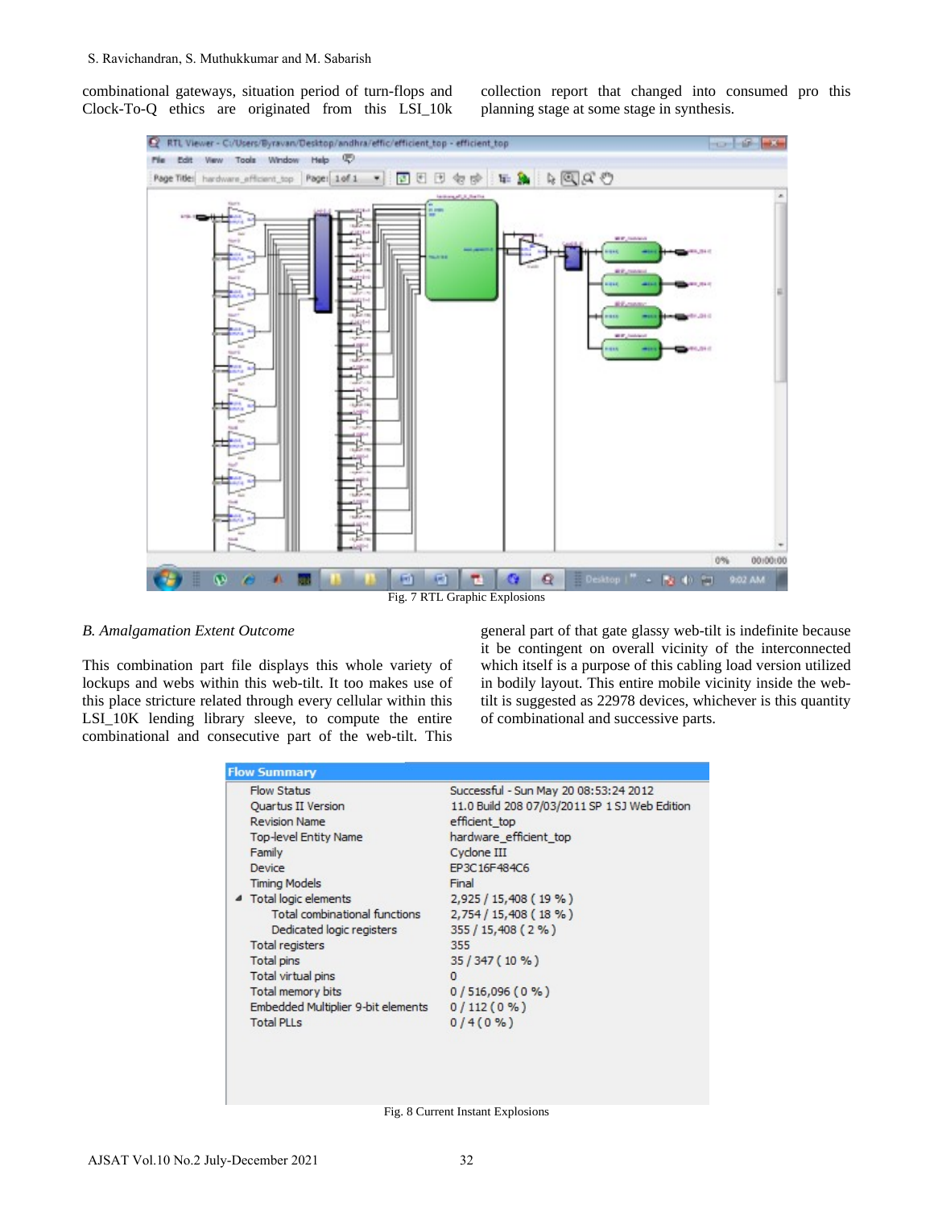combinational gateways, situation period of turn-flops and Clock-To-Q ethics are originated from this LSI_10k collection report that changed into consumed pro this planning stage at some stage in synthesis.

Fig. 7 RTL Graphic Explosions

### *B. Amalgamation Extent Outcome*

This combination part file displays this whole variety of lockups and webs within this web-tilt. It too makes use of this place stricture related through every cellular within this LSI_10K lending library sleeve, to compute the entire combinational and consecutive part of the web-tilt. This general part of that gate glassy web-tilt is indefinite because it be contingent on overall vicinity of the interconnected which itself is a purpose of this cabling load version utilized in bodily layout. This entire mobile vicinity inside the web-tilt is suggested as 22978 devices, whichever is this quantity of combinational and successive parts.

| Flow Summary | |
|---|---|
| Flow Status | Successful - Sun May 20 08:53:24 2012 |
| Quartus II Version | 11.0 Build 208 07/03/2011 SP 1 SJ Web Edition |
| Revision Name | efficient_top |
| Top-level Entity Name | hardware_efficient_top |
| Family | Cyclone III |
| Device | EP3C16F484C6 |
| Timing Models | Final |
| Total logic elements | 2,925 / 15,408 ( 19 % ) |
| Total combinational functions | 2,754 / 15,408 ( 18 % ) |
| Dedicated logic registers | 355 / 15,408 ( 2 % ) |
| Total registers | 355 |
| Total pins | 35 / 347 ( 10 % ) |
| Total virtual pins | 0 |
| Total memory bits | 0 / 516,096 ( 0 % ) |
| Embedded Multiplier 9-bit elements | 0 / 112 ( 0 % ) |
| Total PLLs | 0 / 4 ( 0 % ) |

Fig. 8 Current Instant Explosions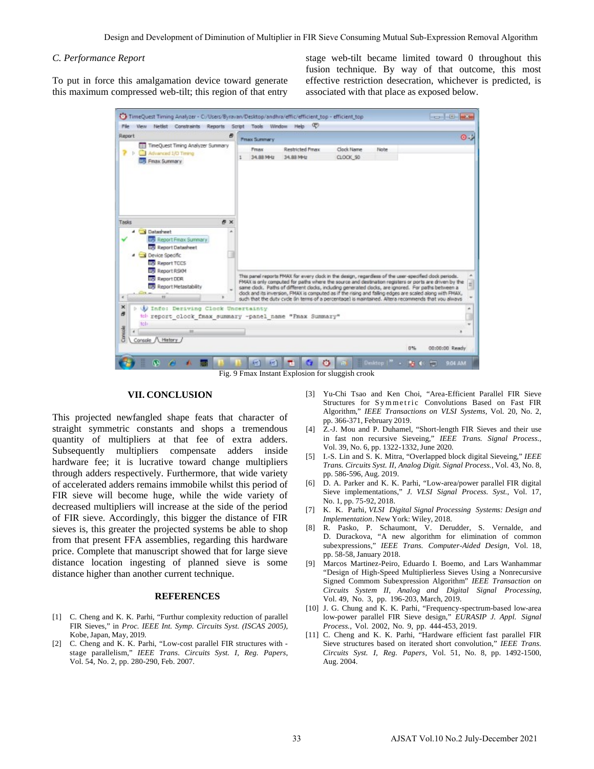### C. Performance Report

To put in force this amalgamation device toward generate this maximum compressed web-tilt; this region of that entry stage web-tilt became limited toward 0 throughout this fusion technique. By way of that outcome, this most effective restriction desecration, whichever is predicted, is associated with that place as exposed below.

Fig. 9 Fmax Instant Explosion for sluggish crook

## VII. CONCLUSION

This projected newfangled shape feats that character of straight symmetric constants and shops a tremendous quantity of multipliers at that fee of extra adders. Subsequently multipliers compensate adders inside hardware fee; it is lucrative toward change multipliers through adders respectively. Furthermore, that wide variety of accelerated adders remains immobile whilst this period of FIR sieve will become huge, while the wide variety of decreased multipliers will increase at the side of the period of FIR sieve. Accordingly, this bigger the distance of FIR sieves is, this greater the projected systems be able to shop from that present FFA assemblies, regarding this hardware price. Complete that manuscript showed that for large sieve distance location ingesting of planned sieve is some distance higher than another current technique.

## REFERENCES

[1] C. Cheng and K. K. Parhi, "Furthur complexity reduction of parallel FIR Sieves," in *Proc. IEEE Int. Symp. Circuits Syst. (ISCAS 2005)*, Kobe, Japan, May, 2019.

[2] C. Cheng and K. K. Parhi, "Low-cost parallel FIR structures with -stage parallelism," *IEEE Trans. Circuits Syst. I, Reg. Papers*, Vol. 54, No. 2, pp. 280-290, Feb. 2007.

[3] Yu-Chi Tsao and Ken Choi, "Area-Efficient Parallel FIR Sieve Structures for Symmetric Convolutions Based on Fast FIR Algorithm," *IEEE Transactions on VLSI Systems*, Vol. 20, No. 2, pp. 366-371, February 2019.

[4] Z.-J. Mou and P. Duhamel, "Short-length FIR Sieves and their use in fast non recursive Sieveing," *IEEE Trans. Signal Process.*, Vol. 39, No. 6, pp. 1322-1332, June 2020.

[5] I.-S. Lin and S. K. Mitra, "Overlapped block digital Sieveing," *IEEE Trans. Circuits Syst. II, Analog Digit. Signal Process.*, Vol. 43, No. 8, pp. 586-596, Aug. 2019.

[6] D. A. Parker and K. K. Parhi, "Low-area/power parallel FIR digital Sieve implementations," *J. VLSI Signal Process. Syst.*, Vol. 17, No. 1, pp. 75-92, 2018.

[7] K. K. Parhi, *VLSI Digital Signal Processing Systems: Design and Implementation*. New York: Wiley, 2018.

[8] R. Pasko, P. Schaumont, V. Derudder, S. Vernalde, and D. Durackova, "A new algorithm for elimination of common subexpressions," *IEEE Trans. Computer-Aided Design*, Vol. 18, pp. 58-58, January 2018.

[9] Marcos Martinez-Peiro, Eduardo I. Boemo, and Lars Wanhammar "Design of High-Speed Multiplierless Sieves Using a Nonrecursive Signed Commom Subexpression Algorithm" *IEEE Transaction on Circuits System II, Analog and Digital Signal Processing*, Vol. 49, No. 3, pp. 196-203, March, 2019.

[10] J. G. Chung and K. K. Parhi, "Frequency-spectrum-based low-area low-power parallel FIR Sieve design," *EURASIP J. Appl. Signal Process.*, Vol. 2002, No. 9, pp. 444-453, 2019.

[11] C. Cheng and K. K. Parhi, "Hardware efficient fast parallel FIR Sieve structures based on iterated short convolution," *IEEE Trans. Circuits Syst. I, Reg. Papers*, Vol. 51, No. 8, pp. 1492-1500, Aug. 2004.